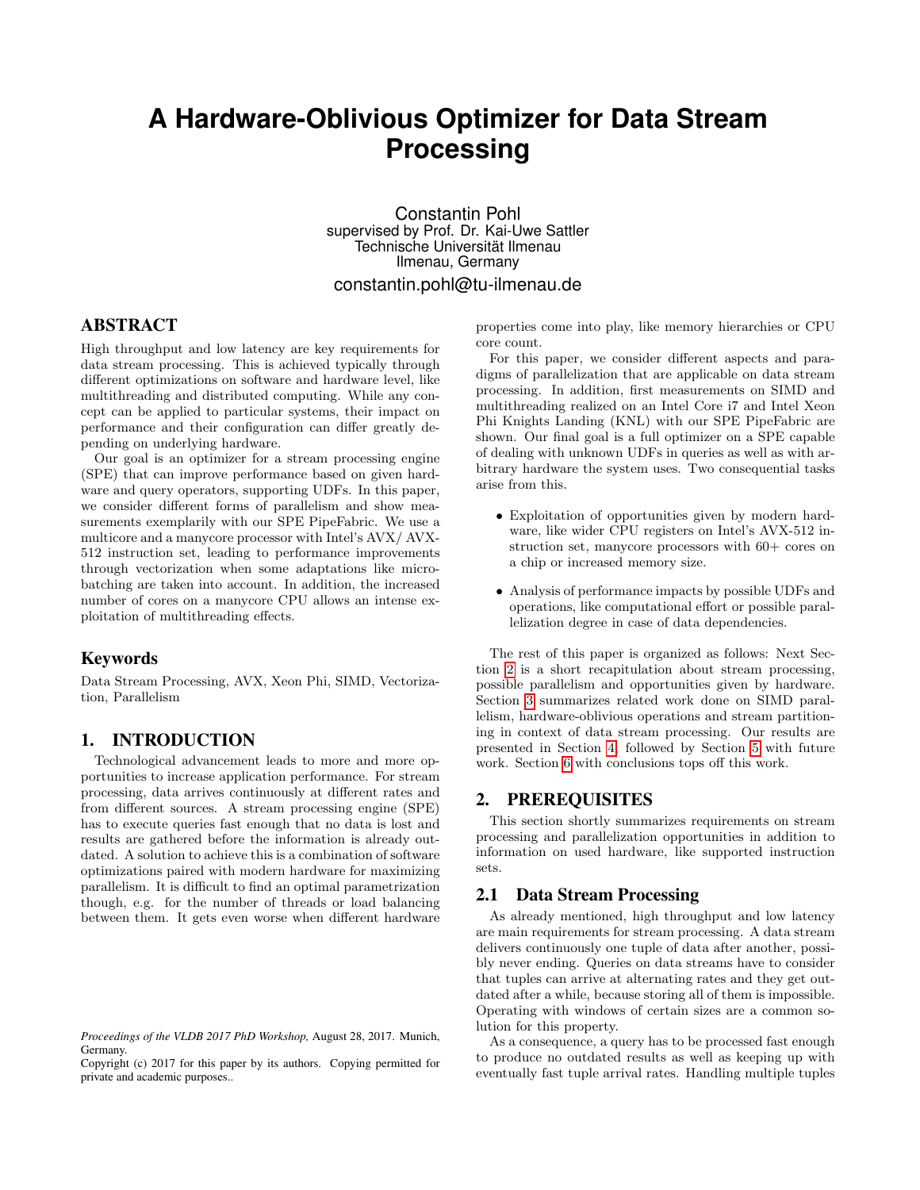# A Hardware-Oblivious Optimizer for Data Stream Processing

Constantin Pohl
supervised by Prof. Dr. Kai-Uwe Sattler
Technische Universität Ilmenau
Ilmenau, Germany
constantin.pohl@tu-ilmenau.de

## ABSTRACT

High throughput and low latency are key requirements for data stream processing. This is achieved typically through different optimizations on software and hardware level, like multithreading and distributed computing. While any concept can be applied to particular systems, their impact on performance and their configuration can differ greatly depending on underlying hardware.

Our goal is an optimizer for a stream processing engine (SPE) that can improve performance based on given hardware and query operators, supporting UDFs. In this paper, we consider different forms of parallelism and show measurements exemplarily with our SPE PipeFabric. We use a multicore and a manycore processor with Intel's AVX/ AVX-512 instruction set, leading to performance improvements through vectorization when some adaptations like micro-batching are taken into account. In addition, the increased number of cores on a manycore CPU allows an intense exploitation of multithreading effects.

## Keywords

Data Stream Processing, AVX, Xeon Phi, SIMD, Vectorization, Parallelism

## 1. INTRODUCTION

Technological advancement leads to more and more opportunities to increase application performance. For stream processing, data arrives continuously at different rates and from different sources. A stream processing engine (SPE) has to execute queries fast enough that no data is lost and results are gathered before the information is already outdated. A solution to achieve this is a combination of software optimizations paired with modern hardware for maximizing parallelism. It is difficult to find an optimal parametrization though, e.g. for the number of threads or load balancing between them. It gets even worse when different hardware properties come into play, like memory hierarchies or CPU core count.

For this paper, we consider different aspects and paradigms of parallelization that are applicable on data stream processing. In addition, first measurements on SIMD and multithreading realized on an Intel Core i7 and Intel Xeon Phi Knights Landing (KNL) with our SPE PipeFabric are shown. Our final goal is a full optimizer on a SPE capable of dealing with unknown UDFs in queries as well as with arbitrary hardware the system uses. Two consequential tasks arise from this.

- Exploitation of opportunities given by modern hardware, like wider CPU registers on Intel's AVX-512 instruction set, manycore processors with 60+ cores on a chip or increased memory size.
- Analysis of performance impacts by possible UDFs and operations, like computational effort or possible parallelization degree in case of data dependencies.

The rest of this paper is organized as follows: Next Section 2 is a short recapitulation about stream processing, possible parallelism and opportunities given by hardware. Section 3 summarizes related work done on SIMD parallelism, hardware-oblivious operations and stream partitioning in context of data stream processing. Our results are presented in Section 4, followed by Section 5 with future work. Section 6 with conclusions tops off this work.

## 2. PREREQUISITES

This section shortly summarizes requirements on stream processing and parallelization opportunities in addition to information on used hardware, like supported instruction sets.

### 2.1 Data Stream Processing

As already mentioned, high throughput and low latency are main requirements for stream processing. A data stream delivers continuously one tuple of data after another, possibly never ending. Queries on data streams have to consider that tuples can arrive at alternating rates and they get outdated after a while, because storing all of them is impossible. Operating with windows of certain sizes are a common solution for this property.

As a consequence, a query has to be processed fast enough to produce no outdated results as well as keeping up with eventually fast tuple arrival rates. Handling multiple tuples

*Proceedings of the VLDB 2017 PhD Workshop,* August 28, 2017. Munich, Germany.
Copyright (c) 2017 for this paper by its authors. Copying permitted for private and academic purposes..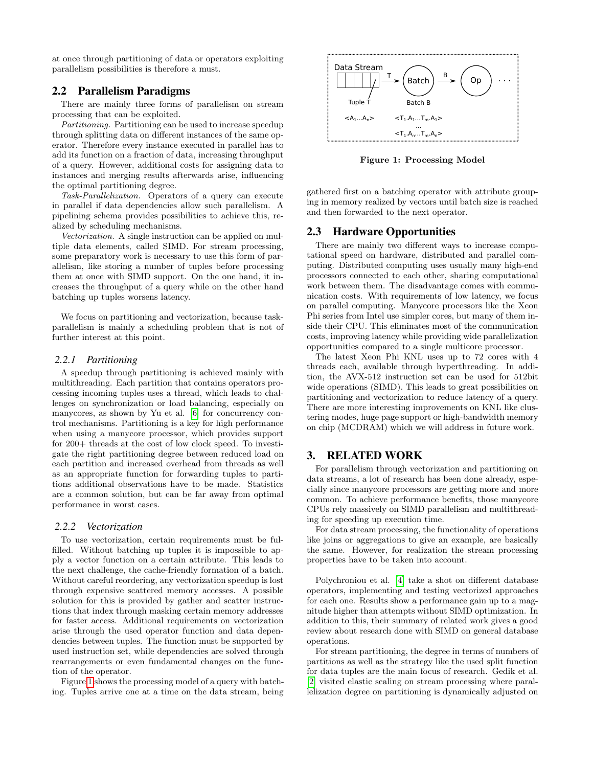at once through partitioning of data or operators exploiting parallelism possibilities is therefore a must.

## 2.2 Parallelism Paradigms

There are mainly three forms of parallelism on stream processing that can be exploited.

*Partitioning.* Partitioning can be used to increase speedup through splitting data on different instances of the same operator. Therefore every instance executed in parallel has to add its function on a fraction of data, increasing throughput of a query. However, additional costs for assigning data to instances and merging results afterwards arise, influencing the optimal partitioning degree.

*Task-Parallelization.* Operators of a query can execute in parallel if data dependencies allow such parallelism. A pipelining schema provides possibilities to achieve this, realized by scheduling mechanisms.

*Vectorization.* A single instruction can be applied on multiple data elements, called SIMD. For stream processing, some preparatory work is necessary to use this form of parallelism, like storing a number of tuples before processing them at once with SIMD support. On the one hand, it increases the throughput of a query while on the other hand batching up tuples worsens latency.

We focus on partitioning and vectorization, because task-parallelism is mainly a scheduling problem that is not of further interest at this point.

### 2.2.1 Partitioning

A speedup through partitioning is achieved mainly with multithreading. Each partition that contains operators processing incoming tuples uses a thread, which leads to challenges on synchronization or load balancing, especially on manycores, as shown by Yu et al. [6] for concurrency control mechanisms. Partitioning is a key for high performance when using a manycore processor, which provides support for 200+ threads at the cost of low clock speed. To investigate the right partitioning degree between reduced load on each partition and increased overhead from threads as well as an appropriate function for forwarding tuples to partitions additional observations have to be made. Statistics are a common solution, but can be far away from optimal performance in worst cases.

### 2.2.2 Vectorization

To use vectorization, certain requirements must be fulfilled. Without batching up tuples it is impossible to apply a vector function on a certain attribute. This leads to the next challenge, the cache-friendly formation of a batch. Without careful reordering, any vectorization speedup is lost through expensive scattered memory accesses. A possible solution for this is provided by gather and scatter instructions that index through masking certain memory addresses for faster access. Additional requirements on vectorization arise through the used operator function and data dependencies between tuples. The function must be supported by used instruction set, while dependencies are solved through rearrangements or even fundamental changes on the function of the operator.

Figure 1 shows the processing model of a query with batching. Tuples arrive one at a time on the data stream, being gathered first on a batching operator with attribute grouping in memory realized by vectors until batch size is reached and then forwarded to the next operator.

Data Stream → T → Batch → B → Op → ...

Tuple T: $<A_1 \ldots A_n>$ Batch B: $<T_1.A_1 \ldots T_m.A_1>$ ... $<T_1.A_n \ldots T_m.A_n>$

**Figure 1: Processing Model**

## 2.3 Hardware Opportunities

There are mainly two different ways to increase computational speed on hardware, distributed and parallel computing. Distributed computing uses usually many high-end processors connected to each other, sharing computational work between them. The disadvantage comes with communication costs. With requirements of low latency, we focus on parallel computing. Manycore processors like the Xeon Phi series from Intel use simpler cores, but many of them inside their CPU. This eliminates most of the communication costs, improving latency while providing wide parallelization opportunities compared to a single multicore processor.

The latest Xeon Phi KNL uses up to 72 cores with 4 threads each, available through hyperthreading. In addition, the AVX-512 instruction set can be used for 512bit wide operations (SIMD). This leads to great possibilities on partitioning and vectorization to reduce latency of a query. There are more interesting improvements on KNL like clustering modes, huge page support or high-bandwidth memory on chip (MCDRAM) which we will address in future work.

# 3. RELATED WORK

For parallelism through vectorization and partitioning on data streams, a lot of research has been done already, especially since manycore processors are getting more and more common. To achieve performance benefits, those manycore CPUs rely massively on SIMD parallelism and multithreading for speeding up execution time.

For data stream processing, the functionality of operations like joins or aggregations to give an example, are basically the same. However, for realization the stream processing properties have to be taken into account.

Polychroniou et al. [4] take a shot on different database operators, implementing and testing vectorized approaches for each one. Results show a performance gain up to a magnitude higher than attempts without SIMD optimization. In addition to this, their summary of related work gives a good review about research done with SIMD on general database operations.

For stream partitioning, the degree in terms of numbers of partitions as well as the strategy like the used split function for data tuples are the main focus of research. Gedik et al. [2] visited elastic scaling on stream processing where parallelization degree on partitioning is dynamically adjusted on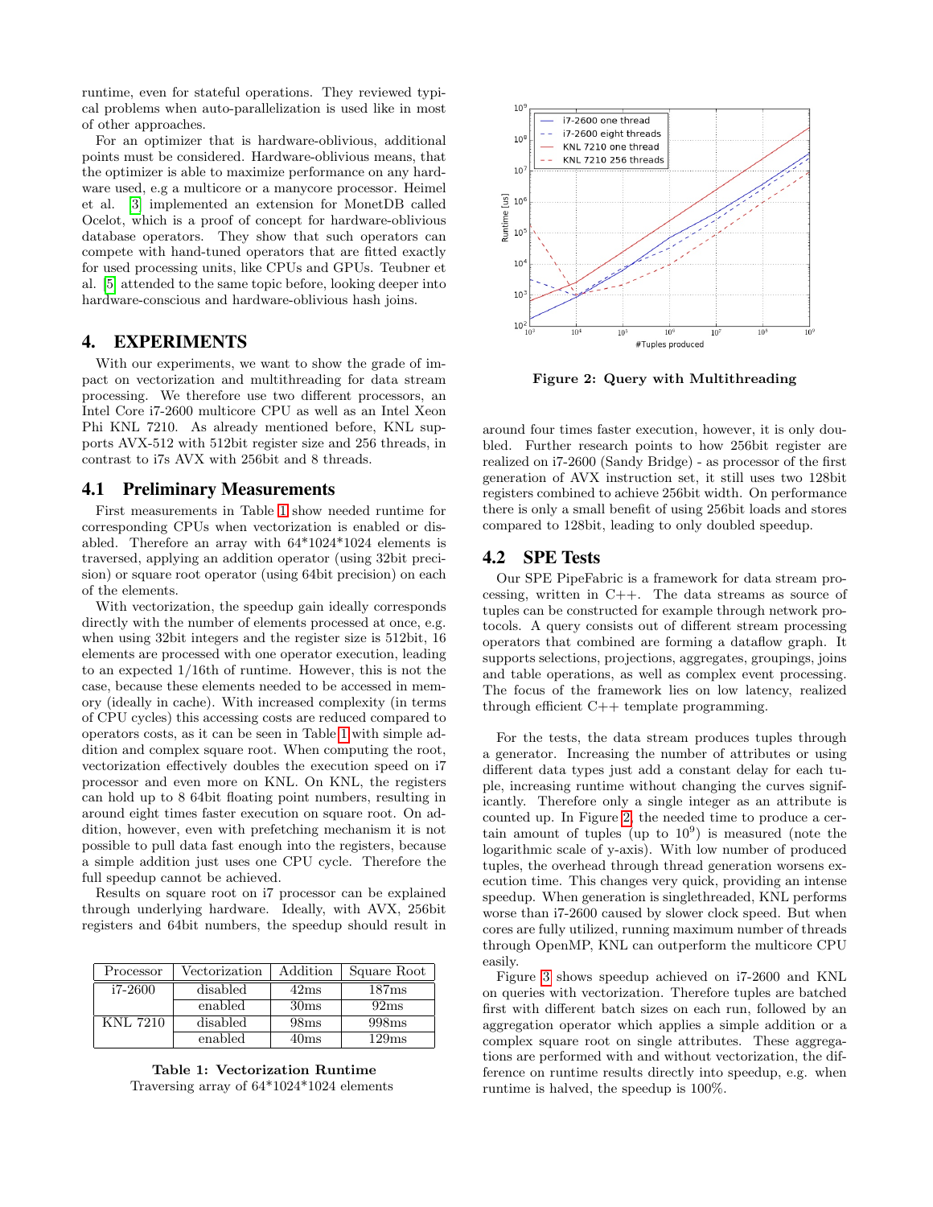runtime, even for stateful operations. They reviewed typical problems when auto-parallelization is used like in most of other approaches.

For an optimizer that is hardware-oblivious, additional points must be considered. Hardware-oblivious means, that the optimizer is able to maximize performance on any hardware used, e.g a multicore or a manycore processor. Heimel et al. [3] implemented an extension for MonetDB called Ocelot, which is a proof of concept for hardware-oblivious database operators. They show that such operators can compete with hand-tuned operators that are fitted exactly for used processing units, like CPUs and GPUs. Teubner et al. [5] attended to the same topic before, looking deeper into hardware-conscious and hardware-oblivious hash joins.

## 4. EXPERIMENTS

With our experiments, we want to show the grade of impact on vectorization and multithreading for data stream processing. We therefore use two different processors, an Intel Core i7-2600 multicore CPU as well as an Intel Xeon Phi KNL 7210. As already mentioned before, KNL supports AVX-512 with 512bit register size and 256 threads, in contrast to i7s AVX with 256bit and 8 threads.

### 4.1 Preliminary Measurements

First measurements in Table 1 show needed runtime for corresponding CPUs when vectorization is enabled or disabled. Therefore an array with 64*1024*1024 elements is traversed, applying an addition operator (using 32bit precision) or square root operator (using 64bit precision) on each of the elements.

With vectorization, the speedup gain ideally corresponds directly with the number of elements processed at once, e.g. when using 32bit integers and the register size is 512bit, 16 elements are processed with one operator execution, leading to an expected 1/16th of runtime. However, this is not the case, because these elements needed to be accessed in memory (ideally in cache). With increased complexity (in terms of CPU cycles) this accessing costs are reduced compared to operators costs, as it can be seen in Table 1 with simple addition and complex square root. When computing the root, vectorization effectively doubles the execution speed on i7 processor and even more on KNL. On KNL, the registers can hold up to 8 64bit floating point numbers, resulting in around eight times faster execution on square root. On addition, however, even with prefetching mechanism it is not possible to pull data fast enough into the registers, because a simple addition just uses one CPU cycle. Therefore the full speedup cannot be achieved.

Results on square root on i7 processor can be explained through underlying hardware. Ideally, with AVX, 256bit registers and 64bit numbers, the speedup should result in around four times faster execution, however, it is only doubled. Further research points to how 256bit register are realized on i7-2600 (Sandy Bridge) - as processor of the first generation of AVX instruction set, it still uses two 128bit registers combined to achieve 256bit width. On performance there is only a small benefit of using 256bit loads and stores compared to 128bit, leading to only doubled speedup.

| Processor | Vectorization | Addition | Square Root |
|---|---|---|---|
| i7-2600 | disabled | 42ms | 187ms |
| | enabled | 30ms | 92ms |
| KNL 7210 | disabled | 98ms | 998ms |
| | enabled | 40ms | 129ms |

**Table 1: Vectorization Runtime**
Traversing array of 64*1024*1024 elements

**Figure 2: Query with Multithreading**

### 4.2 SPE Tests

Our SPE PipeFabric is a framework for data stream processing, written in C++. The data streams as source of tuples can be constructed for example through network protocols. A query consists out of different stream processing operators that combined are forming a dataflow graph. It supports selections, projections, aggregates, groupings, joins and table operations, as well as complex event processing. The focus of the framework lies on low latency, realized through efficient C++ template programming.

For the tests, the data stream produces tuples through a generator. Increasing the number of attributes or using different data types just add a constant delay for each tuple, increasing runtime without changing the curves significantly. Therefore only a single integer as an attribute is counted up. In Figure 2, the needed time to produce a certain amount of tuples (up to $10^9$) is measured (note the logarithmic scale of y-axis). With low number of produced tuples, the overhead through thread generation worsens execution time. This changes very quick, providing an intense speedup. When generation is singlethreaded, KNL performs worse than i7-2600 caused by slower clock speed. But when cores are fully utilized, running maximum number of threads through OpenMP, KNL can outperform the multicore CPU easily.

Figure 3 shows speedup achieved on i7-2600 and KNL on queries with vectorization. Therefore tuples are batched first with different batch sizes on each run, followed by an aggregation operator which applies a simple addition or a complex square root on single attributes. These aggregations are performed with and without vectorization, the difference on runtime results directly into speedup, e.g. when runtime is halved, the speedup is 100%.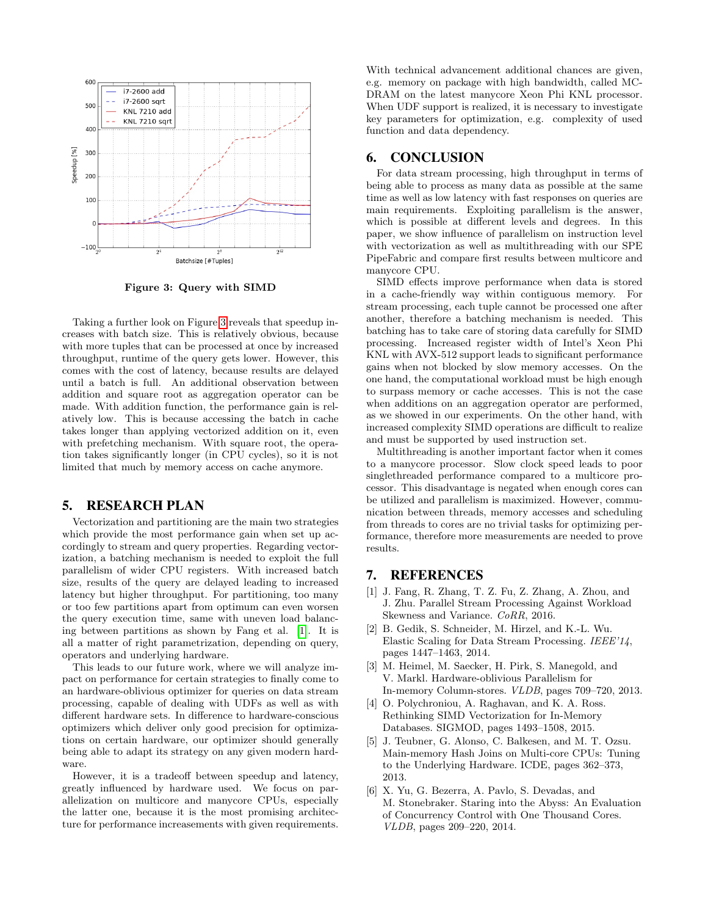600
500
400
300
200
100
0
−100

Speedup [%]

$2^0$ $2^4$ $2^8$ $2^{12}$

Batchsize [#Tuples]

i7-2600 add
i7-2600 sqrt
KNL 7210 add
KNL 7210 sqrt

**Figure 3: Query with SIMD**

Taking a further look on Figure 3 reveals that speedup increases with batch size. This is relatively obvious, because with more tuples that can be processed at once by increased throughput, runtime of the query gets lower. However, this comes with the cost of latency, because results are delayed until a batch is full. An additional observation between addition and square root as aggregation operator can be made. With addition function, the performance gain is relatively low. This is because accessing the batch in cache takes longer than applying vectorized addition on it, even with prefetching mechanism. With square root, the operation takes significantly longer (in CPU cycles), so it is not limited that much by memory access on cache anymore.

## 5. RESEARCH PLAN

Vectorization and partitioning are the main two strategies which provide the most performance gain when set up accordingly to stream and query properties. Regarding vectorization, a batching mechanism is needed to exploit the full parallelism of wider CPU registers. With increased batch size, results of the query are delayed leading to increased latency but higher throughput. For partitioning, too many or too few partitions apart from optimum can even worsen the query execution time, same with uneven load balancing between partitions as shown by Fang et al. [1]. It is all a matter of right parametrization, depending on query, operators and underlying hardware.

This leads to our future work, where we will analyze impact on performance for certain strategies to finally come to an hardware-oblivious optimizer for queries on data stream processing, capable of dealing with UDFs as well as with different hardware sets. In difference to hardware-conscious optimizers which deliver only good precision for optimizations on certain hardware, our optimizer should generally being able to adapt its strategy on any given modern hardware.

However, it is a tradeoff between speedup and latency, greatly influenced by hardware used. We focus on parallelization on multicore and manycore CPUs, especially the latter one, because it is the most promising architecture for performance increasements with given requirements. With technical advancement additional chances are given, e.g. memory on package with high bandwidth, called MCDRAM on the latest manycore Xeon Phi KNL processor. When UDF support is realized, it is necessary to investigate key parameters for optimization, e.g. complexity of used function and data dependency.

## 6. CONCLUSION

For data stream processing, high throughput in terms of being able to process as many data as possible at the same time as well as low latency with fast responses on queries are main requirements. Exploiting parallelism is the answer, which is possible at different levels and degrees. In this paper, we show influence of parallelism on instruction level with vectorization as well as multithreading with our SPE PipeFabric and compare first results between multicore and manycore CPU.

SIMD effects improve performance when data is stored in a cache-friendly way within contiguous memory. For stream processing, each tuple cannot be processed one after another, therefore a batching mechanism is needed. This batching has to take care of storing data carefully for SIMD processing. Increased register width of Intel's Xeon Phi KNL with AVX-512 support leads to significant performance gains when not blocked by slow memory accesses. On the one hand, the computational workload must be high enough to surpass memory or cache accesses. This is not the case when additions on an aggregation operator are performed, as we showed in our experiments. On the other hand, with increased complexity SIMD operations are difficult to realize and must be supported by used instruction set.

Multithreading is another important factor when it comes to a manycore processor. Slow clock speed leads to poor singlethreaded performance compared to a multicore processor. This disadvantage is negated when enough cores can be utilized and parallelism is maximized. However, communication between threads, memory accesses and scheduling from threads to cores are no trivial tasks for optimizing performance, therefore more measurements are needed to prove results.

## 7. REFERENCES

[1] J. Fang, R. Zhang, T. Z. Fu, Z. Zhang, A. Zhou, and J. Zhu. Parallel Stream Processing Against Workload Skewness and Variance. *CoRR*, 2016.

[2] B. Gedik, S. Schneider, M. Hirzel, and K.-L. Wu. Elastic Scaling for Data Stream Processing. *IEEE'14*, pages 1447–1463, 2014.

[3] M. Heimel, M. Saecker, H. Pirk, S. Manegold, and V. Markl. Hardware-oblivious Parallelism for In-memory Column-stores. *VLDB*, pages 709–720, 2013.

[4] O. Polychroniou, A. Raghavan, and K. A. Ross. Rethinking SIMD Vectorization for In-Memory Databases. SIGMOD, pages 1493–1508, 2015.

[5] J. Teubner, G. Alonso, C. Balkesen, and M. T. Ozsu. Main-memory Hash Joins on Multi-core CPUs: Tuning to the Underlying Hardware. ICDE, pages 362–373, 2013.

[6] X. Yu, G. Bezerra, A. Pavlo, S. Devadas, and M. Stonebraker. Staring into the Abyss: An Evaluation of Concurrency Control with One Thousand Cores. *VLDB*, pages 209–220, 2014.